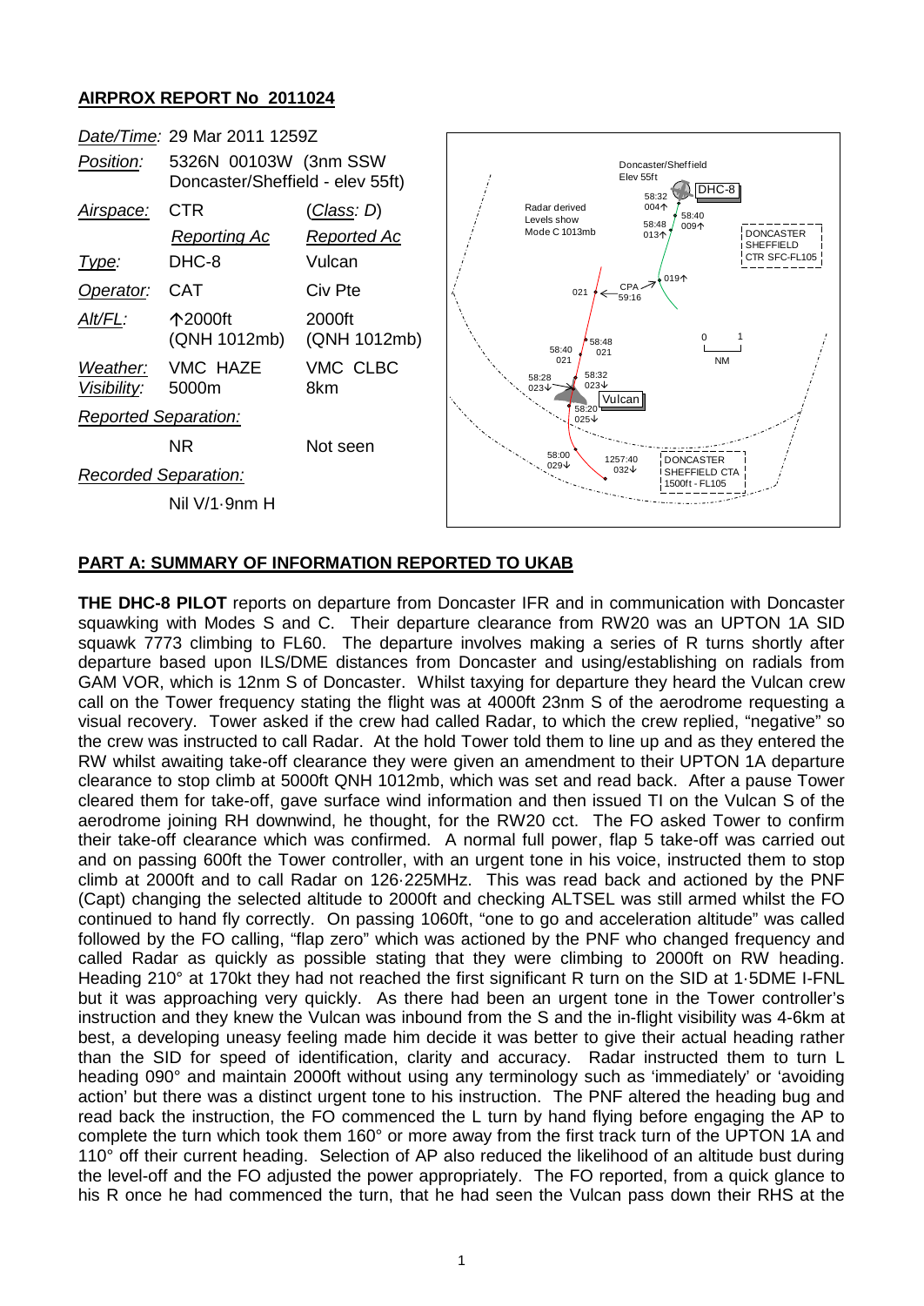## AIRPROX REPORT No 2011024

| | | |
|---|---|---|
| *Date/Time:* | 29 Mar 2011 1259Z | |
| *Position:* | 5326N 00103W (3nm SSW Doncaster/Sheffield - elev 55ft) | |
| *Airspace:* | CTR | (*Class*: *D*) |
| | *Reporting Ac* | *Reported Ac* |
| *Type:* | DHC-8 | Vulcan |
| *Operator:* | CAT | Civ Pte |
| *Alt/FL:* | ↑2000ft (QNH 1012mb) | 2000ft (QNH 1012mb) |
| *Weather:* | VMC HAZE | VMC CLBC |
| *Visibility:* | 5000m | 8km |
| *Reported Separation:* | | |
| | NR | Not seen |
| *Recorded Separation:* | | |
| | Nil V/1·9nm H | |

## PART A: SUMMARY OF INFORMATION REPORTED TO UKAB

**THE DHC-8 PILOT** reports on departure from Doncaster IFR and in communication with Doncaster squawking with Modes S and C. Their departure clearance from RW20 was an UPTON 1A SID squawk 7773 climbing to FL60. The departure involves making a series of R turns shortly after departure based upon ILS/DME distances from Doncaster and using/establishing on radials from GAM VOR, which is 12nm S of Doncaster. Whilst taxying for departure they heard the Vulcan crew call on the Tower frequency stating the flight was at 4000ft 23nm S of the aerodrome requesting a visual recovery. Tower asked if the crew had called Radar, to which the crew replied, "negative" so the crew was instructed to call Radar. At the hold Tower told them to line up and as they entered the RW whilst awaiting take-off clearance they were given an amendment to their UPTON 1A departure clearance to stop climb at 5000ft QNH 1012mb, which was set and read back. After a pause Tower cleared them for take-off, gave surface wind information and then issued TI on the Vulcan S of the aerodrome joining RH downwind, he thought, for the RW20 cct. The FO asked Tower to confirm their take-off clearance which was confirmed. A normal full power, flap 5 take-off was carried out and on passing 600ft the Tower controller, with an urgent tone in his voice, instructed them to stop climb at 2000ft and to call Radar on 126·225MHz. This was read back and actioned by the PNF (Capt) changing the selected altitude to 2000ft and checking ALTSEL was still armed whilst the FO continued to hand fly correctly. On passing 1060ft, "one to go and acceleration altitude" was called followed by the FO calling, "flap zero" which was actioned by the PNF who changed frequency and called Radar as quickly as possible stating that they were climbing to 2000ft on RW heading. Heading 210° at 170kt they had not reached the first significant R turn on the SID at 1·5DME I-FNL but it was approaching very quickly. As there had been an urgent tone in the Tower controller's instruction and they knew the Vulcan was inbound from the S and the in-flight visibility was 4-6km at best, a developing uneasy feeling made him decide it was better to give their actual heading rather than the SID for speed of identification, clarity and accuracy. Radar instructed them to turn L heading 090° and maintain 2000ft without using any terminology such as 'immediately' or 'avoiding action' but there was a distinct urgent tone to his instruction. The PNF altered the heading bug and read back the instruction, the FO commenced the L turn by hand flying before engaging the AP to complete the turn which took them 160° or more away from the first track turn of the UPTON 1A and 110° off their current heading. Selection of AP also reduced the likelihood of an altitude bust during the level-off and the FO adjusted the power appropriately. The FO reported, from a quick glance to his R once he had commenced the turn, that he had seen the Vulcan pass down their RHS at the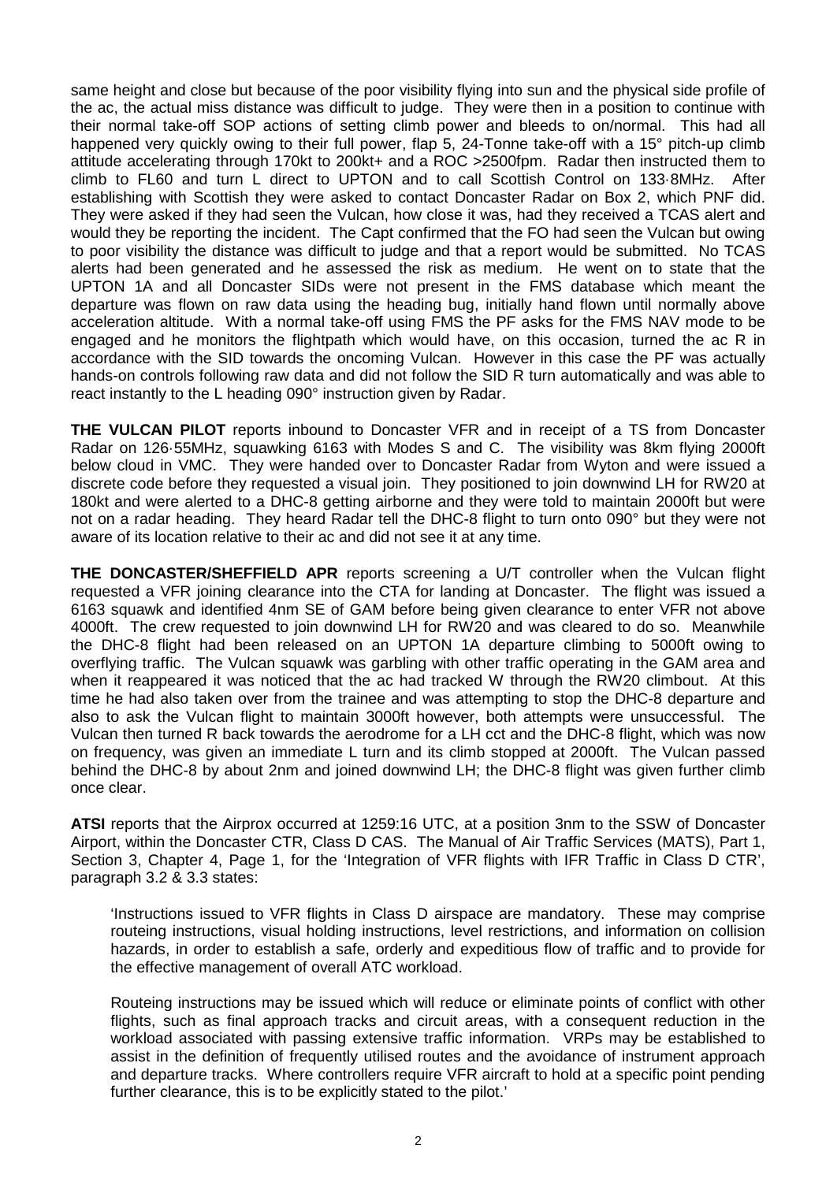same height and close but because of the poor visibility flying into sun and the physical side profile of the ac, the actual miss distance was difficult to judge. They were then in a position to continue with their normal take-off SOP actions of setting climb power and bleeds to on/normal. This had all happened very quickly owing to their full power, flap 5, 24-Tonne take-off with a 15° pitch-up climb attitude accelerating through 170kt to 200kt+ and a ROC >2500fpm. Radar then instructed them to climb to FL60 and turn L direct to UPTON and to call Scottish Control on 133·8MHz. After establishing with Scottish they were asked to contact Doncaster Radar on Box 2, which PNF did. They were asked if they had seen the Vulcan, how close it was, had they received a TCAS alert and would they be reporting the incident. The Capt confirmed that the FO had seen the Vulcan but owing to poor visibility the distance was difficult to judge and that a report would be submitted. No TCAS alerts had been generated and he assessed the risk as medium. He went on to state that the UPTON 1A and all Doncaster SIDs were not present in the FMS database which meant the departure was flown on raw data using the heading bug, initially hand flown until normally above acceleration altitude. With a normal take-off using FMS the PF asks for the FMS NAV mode to be engaged and he monitors the flightpath which would have, on this occasion, turned the ac R in accordance with the SID towards the oncoming Vulcan. However in this case the PF was actually hands-on controls following raw data and did not follow the SID R turn automatically and was able to react instantly to the L heading 090° instruction given by Radar.

**THE VULCAN PILOT** reports inbound to Doncaster VFR and in receipt of a TS from Doncaster Radar on 126·55MHz, squawking 6163 with Modes S and C. The visibility was 8km flying 2000ft below cloud in VMC. They were handed over to Doncaster Radar from Wyton and were issued a discrete code before they requested a visual join. They positioned to join downwind LH for RW20 at 180kt and were alerted to a DHC-8 getting airborne and they were told to maintain 2000ft but were not on a radar heading. They heard Radar tell the DHC-8 flight to turn onto 090° but they were not aware of its location relative to their ac and did not see it at any time.

**THE DONCASTER/SHEFFIELD APR** reports screening a U/T controller when the Vulcan flight requested a VFR joining clearance into the CTA for landing at Doncaster. The flight was issued a 6163 squawk and identified 4nm SE of GAM before being given clearance to enter VFR not above 4000ft. The crew requested to join downwind LH for RW20 and was cleared to do so. Meanwhile the DHC-8 flight had been released on an UPTON 1A departure climbing to 5000ft owing to overflying traffic. The Vulcan squawk was garbling with other traffic operating in the GAM area and when it reappeared it was noticed that the ac had tracked W through the RW20 climbout. At this time he had also taken over from the trainee and was attempting to stop the DHC-8 departure and also to ask the Vulcan flight to maintain 3000ft however, both attempts were unsuccessful. The Vulcan then turned R back towards the aerodrome for a LH cct and the DHC-8 flight, which was now on frequency, was given an immediate L turn and its climb stopped at 2000ft. The Vulcan passed behind the DHC-8 by about 2nm and joined downwind LH; the DHC-8 flight was given further climb once clear.

**ATSI** reports that the Airprox occurred at 1259:16 UTC, at a position 3nm to the SSW of Doncaster Airport, within the Doncaster CTR, Class D CAS. The Manual of Air Traffic Services (MATS), Part 1, Section 3, Chapter 4, Page 1, for the 'Integration of VFR flights with IFR Traffic in Class D CTR', paragraph 3.2 & 3.3 states:

> 'Instructions issued to VFR flights in Class D airspace are mandatory. These may comprise routeing instructions, visual holding instructions, level restrictions, and information on collision hazards, in order to establish a safe, orderly and expeditious flow of traffic and to provide for the effective management of overall ATC workload.
>
> Routeing instructions may be issued which will reduce or eliminate points of conflict with other flights, such as final approach tracks and circuit areas, with a consequent reduction in the workload associated with passing extensive traffic information. VRPs may be established to assist in the definition of frequently utilised routes and the avoidance of instrument approach and departure tracks. Where controllers require VFR aircraft to hold at a specific point pending further clearance, this is to be explicitly stated to the pilot.'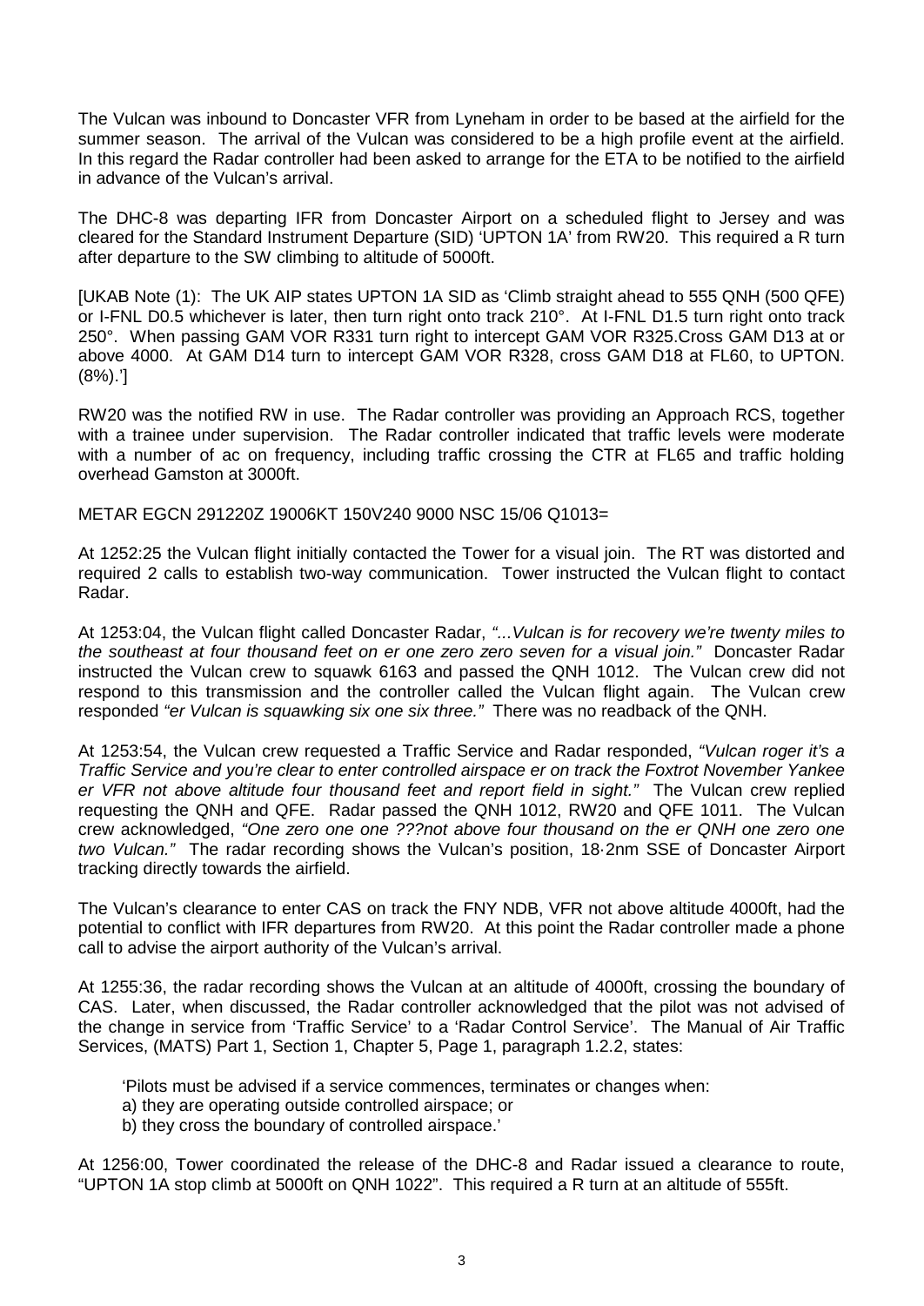The Vulcan was inbound to Doncaster VFR from Lyneham in order to be based at the airfield for the summer season. The arrival of the Vulcan was considered to be a high profile event at the airfield. In this regard the Radar controller had been asked to arrange for the ETA to be notified to the airfield in advance of the Vulcan's arrival.

The DHC-8 was departing IFR from Doncaster Airport on a scheduled flight to Jersey and was cleared for the Standard Instrument Departure (SID) 'UPTON 1A' from RW20. This required a R turn after departure to the SW climbing to altitude of 5000ft.

[UKAB Note (1): The UK AIP states UPTON 1A SID as 'Climb straight ahead to 555 QNH (500 QFE) or I-FNL D0.5 whichever is later, then turn right onto track 210°. At I-FNL D1.5 turn right onto track 250°. When passing GAM VOR R331 turn right to intercept GAM VOR R325.Cross GAM D13 at or above 4000. At GAM D14 turn to intercept GAM VOR R328, cross GAM D18 at FL60, to UPTON. (8%).']

RW20 was the notified RW in use. The Radar controller was providing an Approach RCS, together with a trainee under supervision. The Radar controller indicated that traffic levels were moderate with a number of ac on frequency, including traffic crossing the CTR at FL65 and traffic holding overhead Gamston at 3000ft.

METAR EGCN 291220Z 19006KT 150V240 9000 NSC 15/06 Q1013=

At 1252:25 the Vulcan flight initially contacted the Tower for a visual join. The RT was distorted and required 2 calls to establish two-way communication. Tower instructed the Vulcan flight to contact Radar.

At 1253:04, the Vulcan flight called Doncaster Radar, *"...Vulcan is for recovery we're twenty miles to the southeast at four thousand feet on er one zero zero seven for a visual join."* Doncaster Radar instructed the Vulcan crew to squawk 6163 and passed the QNH 1012. The Vulcan crew did not respond to this transmission and the controller called the Vulcan flight again. The Vulcan crew responded *"er Vulcan is squawking six one six three."* There was no readback of the QNH.

At 1253:54, the Vulcan crew requested a Traffic Service and Radar responded, *"Vulcan roger it's a Traffic Service and you're clear to enter controlled airspace er on track the Foxtrot November Yankee er VFR not above altitude four thousand feet and report field in sight."* The Vulcan crew replied requesting the QNH and QFE. Radar passed the QNH 1012, RW20 and QFE 1011. The Vulcan crew acknowledged, *"One zero one one ???not above four thousand on the er QNH one zero one two Vulcan."* The radar recording shows the Vulcan's position, 18·2nm SSE of Doncaster Airport tracking directly towards the airfield.

The Vulcan's clearance to enter CAS on track the FNY NDB, VFR not above altitude 4000ft, had the potential to conflict with IFR departures from RW20. At this point the Radar controller made a phone call to advise the airport authority of the Vulcan's arrival.

At 1255:36, the radar recording shows the Vulcan at an altitude of 4000ft, crossing the boundary of CAS. Later, when discussed, the Radar controller acknowledged that the pilot was not advised of the change in service from 'Traffic Service' to a 'Radar Control Service'. The Manual of Air Traffic Services, (MATS) Part 1, Section 1, Chapter 5, Page 1, paragraph 1.2.2, states:

'Pilots must be advised if a service commences, terminates or changes when:
a) they are operating outside controlled airspace; or
b) they cross the boundary of controlled airspace.'

At 1256:00, Tower coordinated the release of the DHC-8 and Radar issued a clearance to route, "UPTON 1A stop climb at 5000ft on QNH 1022". This required a R turn at an altitude of 555ft.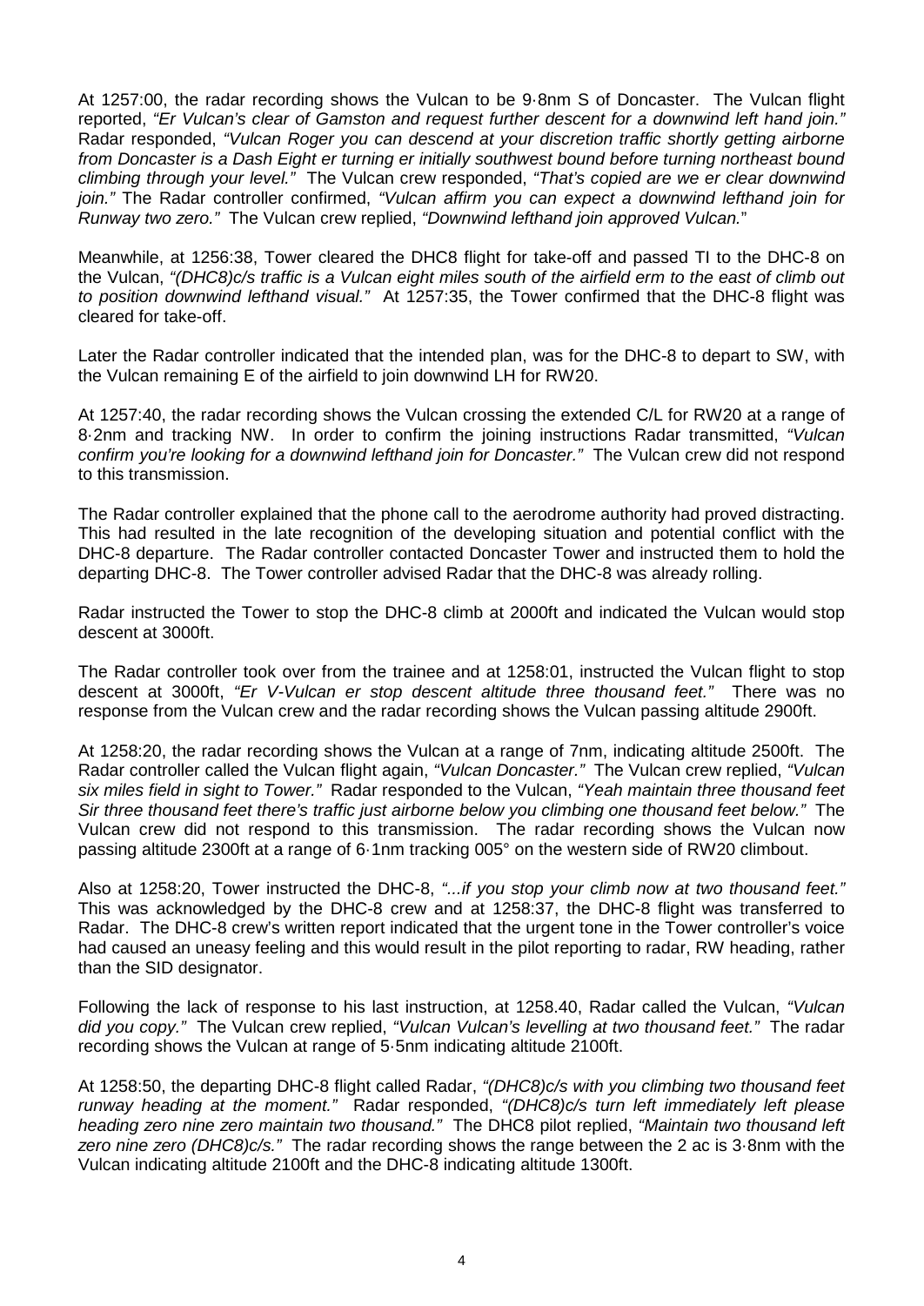At 1257:00, the radar recording shows the Vulcan to be 9·8nm S of Doncaster. The Vulcan flight reported, *"Er Vulcan's clear of Gamston and request further descent for a downwind left hand join."* Radar responded, *"Vulcan Roger you can descend at your discretion traffic shortly getting airborne from Doncaster is a Dash Eight er turning er initially southwest bound before turning northeast bound climbing through your level."* The Vulcan crew responded, *"That's copied are we er clear downwind join."* The Radar controller confirmed, *"Vulcan affirm you can expect a downwind lefthand join for Runway two zero."* The Vulcan crew replied, *"Downwind lefthand join approved Vulcan."*

Meanwhile, at 1256:38, Tower cleared the DHC8 flight for take-off and passed TI to the DHC-8 on the Vulcan, *"(DHC8)c/s traffic is a Vulcan eight miles south of the airfield erm to the east of climb out to position downwind lefthand visual."* At 1257:35, the Tower confirmed that the DHC-8 flight was cleared for take-off.

Later the Radar controller indicated that the intended plan, was for the DHC-8 to depart to SW, with the Vulcan remaining E of the airfield to join downwind LH for RW20.

At 1257:40, the radar recording shows the Vulcan crossing the extended C/L for RW20 at a range of 8·2nm and tracking NW. In order to confirm the joining instructions Radar transmitted, *"Vulcan confirm you're looking for a downwind lefthand join for Doncaster."* The Vulcan crew did not respond to this transmission.

The Radar controller explained that the phone call to the aerodrome authority had proved distracting. This had resulted in the late recognition of the developing situation and potential conflict with the DHC-8 departure. The Radar controller contacted Doncaster Tower and instructed them to hold the departing DHC-8. The Tower controller advised Radar that the DHC-8 was already rolling.

Radar instructed the Tower to stop the DHC-8 climb at 2000ft and indicated the Vulcan would stop descent at 3000ft.

The Radar controller took over from the trainee and at 1258:01, instructed the Vulcan flight to stop descent at 3000ft, *"Er V-Vulcan er stop descent altitude three thousand feet."* There was no response from the Vulcan crew and the radar recording shows the Vulcan passing altitude 2900ft.

At 1258:20, the radar recording shows the Vulcan at a range of 7nm, indicating altitude 2500ft. The Radar controller called the Vulcan flight again, *"Vulcan Doncaster."* The Vulcan crew replied, *"Vulcan six miles field in sight to Tower."* Radar responded to the Vulcan, *"Yeah maintain three thousand feet Sir three thousand feet there's traffic just airborne below you climbing one thousand feet below."* The Vulcan crew did not respond to this transmission. The radar recording shows the Vulcan now passing altitude 2300ft at a range of 6·1nm tracking 005° on the western side of RW20 climbout.

Also at 1258:20, Tower instructed the DHC-8, *"...if you stop your climb now at two thousand feet."* This was acknowledged by the DHC-8 crew and at 1258:37, the DHC-8 flight was transferred to Radar. The DHC-8 crew's written report indicated that the urgent tone in the Tower controller's voice had caused an uneasy feeling and this would result in the pilot reporting to radar, RW heading, rather than the SID designator.

Following the lack of response to his last instruction, at 1258.40, Radar called the Vulcan, *"Vulcan did you copy."* The Vulcan crew replied, *"Vulcan Vulcan's levelling at two thousand feet."* The radar recording shows the Vulcan at range of 5·5nm indicating altitude 2100ft.

At 1258:50, the departing DHC-8 flight called Radar, *"(DHC8)c/s with you climbing two thousand feet runway heading at the moment."* Radar responded, *"(DHC8)c/s turn left immediately left please heading zero nine zero maintain two thousand."* The DHC8 pilot replied, *"Maintain two thousand left zero nine zero (DHC8)c/s."* The radar recording shows the range between the 2 ac is 3·8nm with the Vulcan indicating altitude 2100ft and the DHC-8 indicating altitude 1300ft.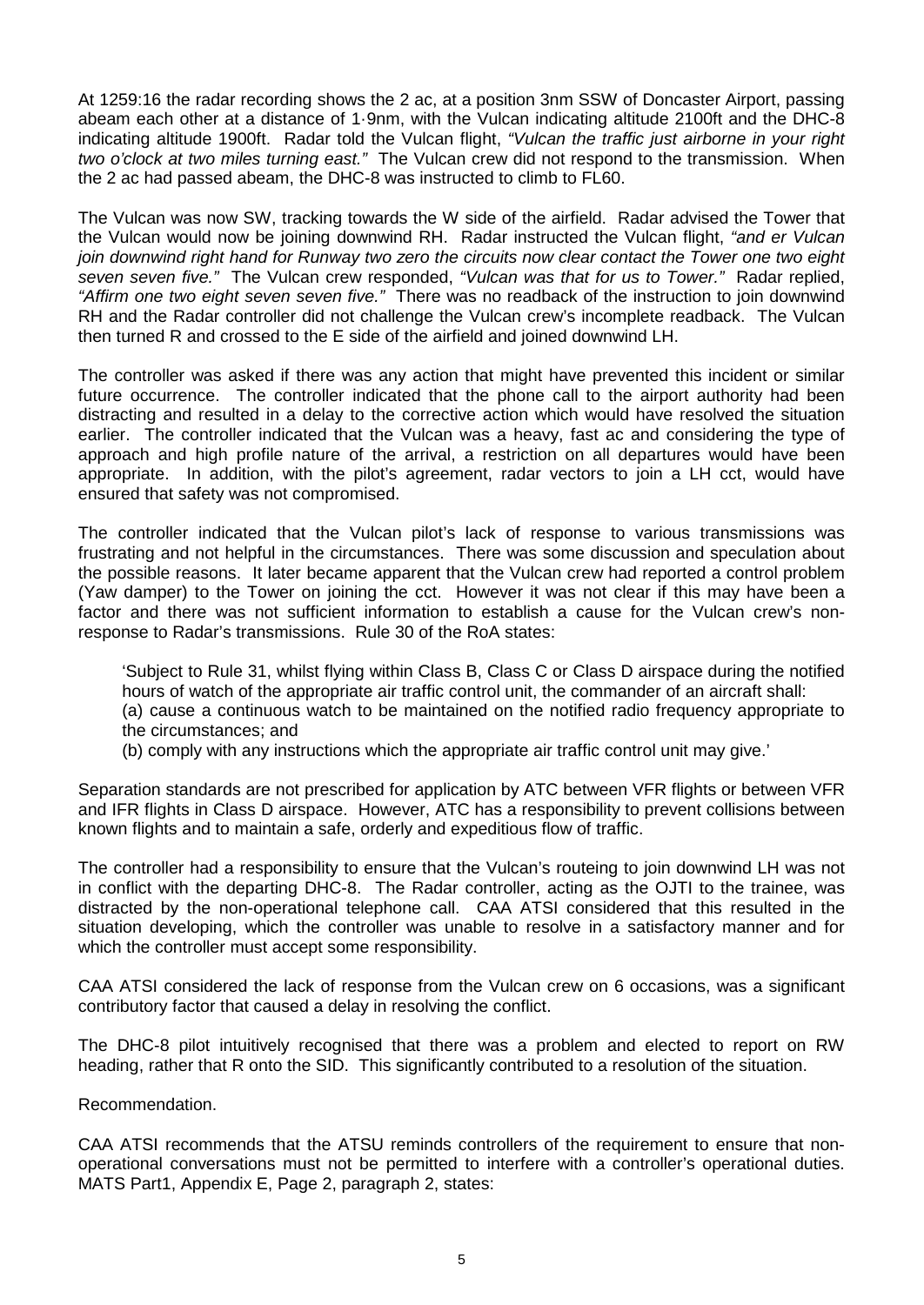At 1259:16 the radar recording shows the 2 ac, at a position 3nm SSW of Doncaster Airport, passing abeam each other at a distance of 1·9nm, with the Vulcan indicating altitude 2100ft and the DHC-8 indicating altitude 1900ft. Radar told the Vulcan flight, *"Vulcan the traffic just airborne in your right two o'clock at two miles turning east."* The Vulcan crew did not respond to the transmission. When the 2 ac had passed abeam, the DHC-8 was instructed to climb to FL60.

The Vulcan was now SW, tracking towards the W side of the airfield. Radar advised the Tower that the Vulcan would now be joining downwind RH. Radar instructed the Vulcan flight, *"and er Vulcan join downwind right hand for Runway two zero the circuits now clear contact the Tower one two eight seven seven five."* The Vulcan crew responded, *"Vulcan was that for us to Tower."* Radar replied, *"Affirm one two eight seven seven five."* There was no readback of the instruction to join downwind RH and the Radar controller did not challenge the Vulcan crew's incomplete readback. The Vulcan then turned R and crossed to the E side of the airfield and joined downwind LH.

The controller was asked if there was any action that might have prevented this incident or similar future occurrence. The controller indicated that the phone call to the airport authority had been distracting and resulted in a delay to the corrective action which would have resolved the situation earlier. The controller indicated that the Vulcan was a heavy, fast ac and considering the type of approach and high profile nature of the arrival, a restriction on all departures would have been appropriate. In addition, with the pilot's agreement, radar vectors to join a LH cct, would have ensured that safety was not compromised.

The controller indicated that the Vulcan pilot's lack of response to various transmissions was frustrating and not helpful in the circumstances. There was some discussion and speculation about the possible reasons. It later became apparent that the Vulcan crew had reported a control problem (Yaw damper) to the Tower on joining the cct. However it was not clear if this may have been a factor and there was not sufficient information to establish a cause for the Vulcan crew's non-response to Radar's transmissions. Rule 30 of the RoA states:

> 'Subject to Rule 31, whilst flying within Class B, Class C or Class D airspace during the notified hours of watch of the appropriate air traffic control unit, the commander of an aircraft shall:
> (a) cause a continuous watch to be maintained on the notified radio frequency appropriate to the circumstances; and
> (b) comply with any instructions which the appropriate air traffic control unit may give.'

Separation standards are not prescribed for application by ATC between VFR flights or between VFR and IFR flights in Class D airspace. However, ATC has a responsibility to prevent collisions between known flights and to maintain a safe, orderly and expeditious flow of traffic.

The controller had a responsibility to ensure that the Vulcan's routeing to join downwind LH was not in conflict with the departing DHC-8. The Radar controller, acting as the OJTI to the trainee, was distracted by the non-operational telephone call. CAA ATSI considered that this resulted in the situation developing, which the controller was unable to resolve in a satisfactory manner and for which the controller must accept some responsibility.

CAA ATSI considered the lack of response from the Vulcan crew on 6 occasions, was a significant contributory factor that caused a delay in resolving the conflict.

The DHC-8 pilot intuitively recognised that there was a problem and elected to report on RW heading, rather that R onto the SID. This significantly contributed to a resolution of the situation.

Recommendation.

CAA ATSI recommends that the ATSU reminds controllers of the requirement to ensure that non-operational conversations must not be permitted to interfere with a controller's operational duties. MATS Part1, Appendix E, Page 2, paragraph 2, states: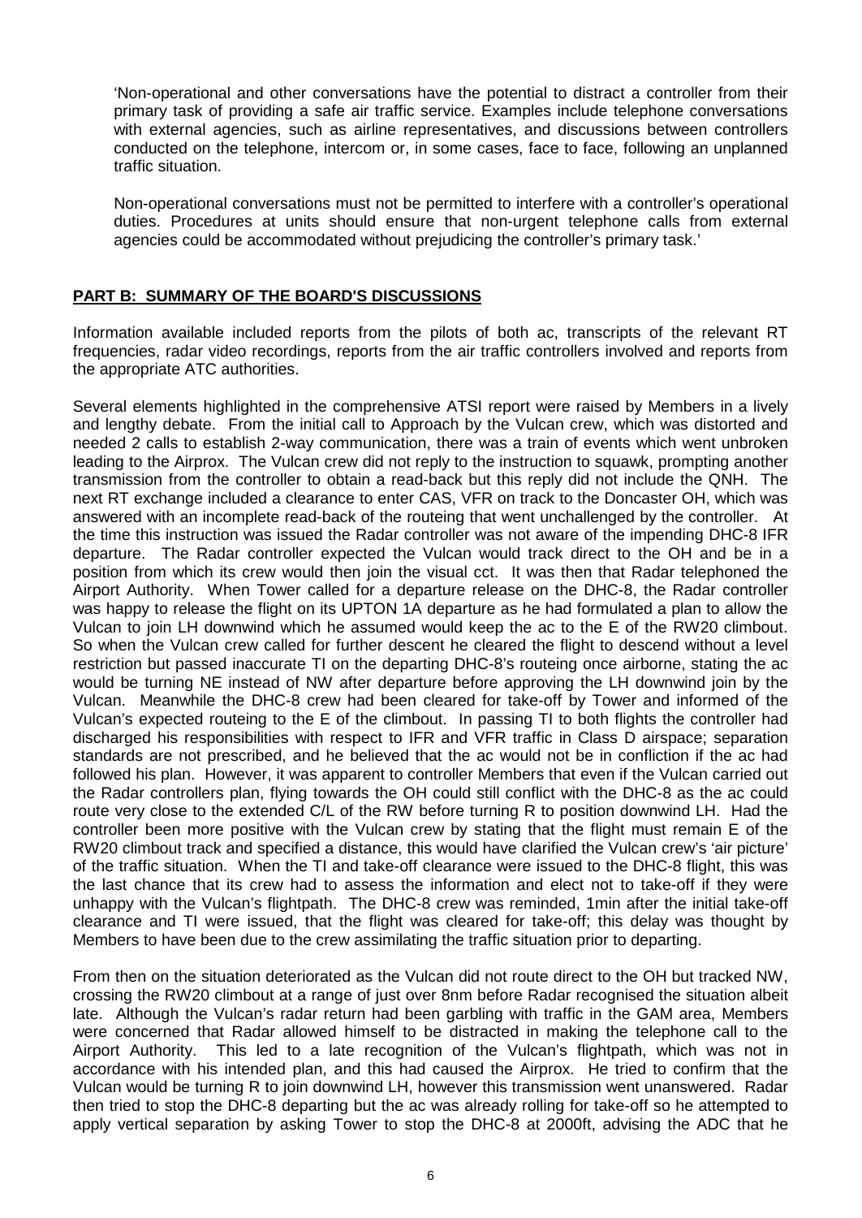'Non-operational and other conversations have the potential to distract a controller from their primary task of providing a safe air traffic service. Examples include telephone conversations with external agencies, such as airline representatives, and discussions between controllers conducted on the telephone, intercom or, in some cases, face to face, following an unplanned traffic situation.

Non-operational conversations must not be permitted to interfere with a controller's operational duties. Procedures at units should ensure that non-urgent telephone calls from external agencies could be accommodated without prejudicing the controller's primary task.'

## PART B: SUMMARY OF THE BOARD'S DISCUSSIONS

Information available included reports from the pilots of both ac, transcripts of the relevant RT frequencies, radar video recordings, reports from the air traffic controllers involved and reports from the appropriate ATC authorities.

Several elements highlighted in the comprehensive ATSI report were raised by Members in a lively and lengthy debate. From the initial call to Approach by the Vulcan crew, which was distorted and needed 2 calls to establish 2-way communication, there was a train of events which went unbroken leading to the Airprox. The Vulcan crew did not reply to the instruction to squawk, prompting another transmission from the controller to obtain a read-back but this reply did not include the QNH. The next RT exchange included a clearance to enter CAS, VFR on track to the Doncaster OH, which was answered with an incomplete read-back of the routeing that went unchallenged by the controller. At the time this instruction was issued the Radar controller was not aware of the impending DHC-8 IFR departure. The Radar controller expected the Vulcan would track direct to the OH and be in a position from which its crew would then join the visual cct. It was then that Radar telephoned the Airport Authority. When Tower called for a departure release on the DHC-8, the Radar controller was happy to release the flight on its UPTON 1A departure as he had formulated a plan to allow the Vulcan to join LH downwind which he assumed would keep the ac to the E of the RW20 climbout. So when the Vulcan crew called for further descent he cleared the flight to descend without a level restriction but passed inaccurate TI on the departing DHC-8's routeing once airborne, stating the ac would be turning NE instead of NW after departure before approving the LH downwind join by the Vulcan. Meanwhile the DHC-8 crew had been cleared for take-off by Tower and informed of the Vulcan's expected routeing to the E of the climbout. In passing TI to both flights the controller had discharged his responsibilities with respect to IFR and VFR traffic in Class D airspace; separation standards are not prescribed, and he believed that the ac would not be in confliction if the ac had followed his plan. However, it was apparent to controller Members that even if the Vulcan carried out the Radar controllers plan, flying towards the OH could still conflict with the DHC-8 as the ac could route very close to the extended C/L of the RW before turning R to position downwind LH. Had the controller been more positive with the Vulcan crew by stating that the flight must remain E of the RW20 climbout track and specified a distance, this would have clarified the Vulcan crew's 'air picture' of the traffic situation. When the TI and take-off clearance were issued to the DHC-8 flight, this was the last chance that its crew had to assess the information and elect not to take-off if they were unhappy with the Vulcan's flightpath. The DHC-8 crew was reminded, 1min after the initial take-off clearance and TI were issued, that the flight was cleared for take-off; this delay was thought by Members to have been due to the crew assimilating the traffic situation prior to departing.

From then on the situation deteriorated as the Vulcan did not route direct to the OH but tracked NW, crossing the RW20 climbout at a range of just over 8nm before Radar recognised the situation albeit late. Although the Vulcan's radar return had been garbling with traffic in the GAM area, Members were concerned that Radar allowed himself to be distracted in making the telephone call to the Airport Authority. This led to a late recognition of the Vulcan's flightpath, which was not in accordance with his intended plan, and this had caused the Airprox. He tried to confirm that the Vulcan would be turning R to join downwind LH, however this transmission went unanswered. Radar then tried to stop the DHC-8 departing but the ac was already rolling for take-off so he attempted to apply vertical separation by asking Tower to stop the DHC-8 at 2000ft, advising the ADC that he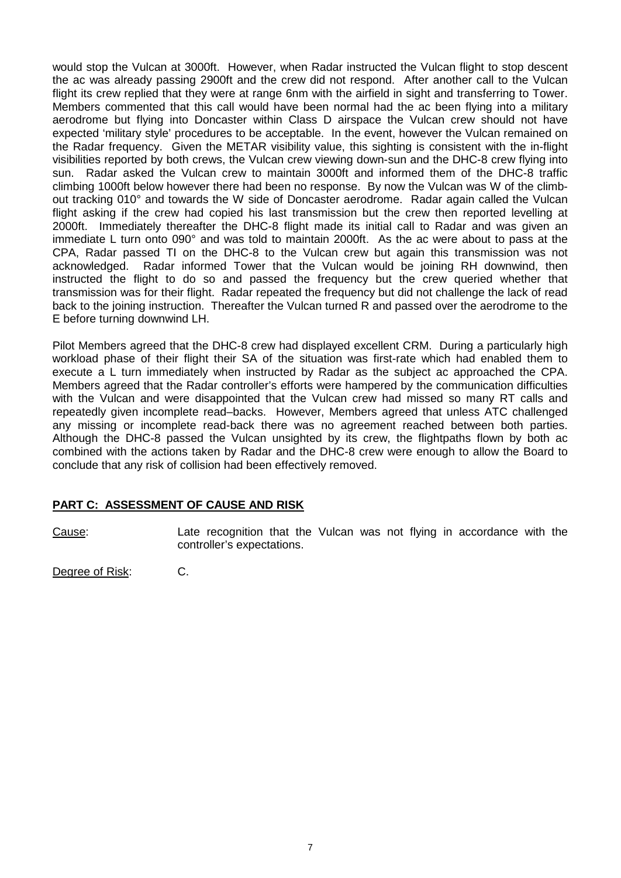would stop the Vulcan at 3000ft. However, when Radar instructed the Vulcan flight to stop descent the ac was already passing 2900ft and the crew did not respond. After another call to the Vulcan flight its crew replied that they were at range 6nm with the airfield in sight and transferring to Tower. Members commented that this call would have been normal had the ac been flying into a military aerodrome but flying into Doncaster within Class D airspace the Vulcan crew should not have expected 'military style' procedures to be acceptable. In the event, however the Vulcan remained on the Radar frequency. Given the METAR visibility value, this sighting is consistent with the in-flight visibilities reported by both crews, the Vulcan crew viewing down-sun and the DHC-8 crew flying into sun. Radar asked the Vulcan crew to maintain 3000ft and informed them of the DHC-8 traffic climbing 1000ft below however there had been no response. By now the Vulcan was W of the climb-out tracking 010° and towards the W side of Doncaster aerodrome. Radar again called the Vulcan flight asking if the crew had copied his last transmission but the crew then reported levelling at 2000ft. Immediately thereafter the DHC-8 flight made its initial call to Radar and was given an immediate L turn onto 090° and was told to maintain 2000ft. As the ac were about to pass at the CPA, Radar passed TI on the DHC-8 to the Vulcan crew but again this transmission was not acknowledged. Radar informed Tower that the Vulcan would be joining RH downwind, then instructed the flight to do so and passed the frequency but the crew queried whether that transmission was for their flight. Radar repeated the frequency but did not challenge the lack of read back to the joining instruction. Thereafter the Vulcan turned R and passed over the aerodrome to the E before turning downwind LH.

Pilot Members agreed that the DHC-8 crew had displayed excellent CRM. During a particularly high workload phase of their flight their SA of the situation was first-rate which had enabled them to execute a L turn immediately when instructed by Radar as the subject ac approached the CPA. Members agreed that the Radar controller's efforts were hampered by the communication difficulties with the Vulcan and were disappointed that the Vulcan crew had missed so many RT calls and repeatedly given incomplete read–backs. However, Members agreed that unless ATC challenged any missing or incomplete read-back there was no agreement reached between both parties. Although the DHC-8 passed the Vulcan unsighted by its crew, the flightpaths flown by both ac combined with the actions taken by Radar and the DHC-8 crew were enough to allow the Board to conclude that any risk of collision had been effectively removed.

## PART C: ASSESSMENT OF CAUSE AND RISK

Cause: Late recognition that the Vulcan was not flying in accordance with the controller's expectations.

Degree of Risk: C.